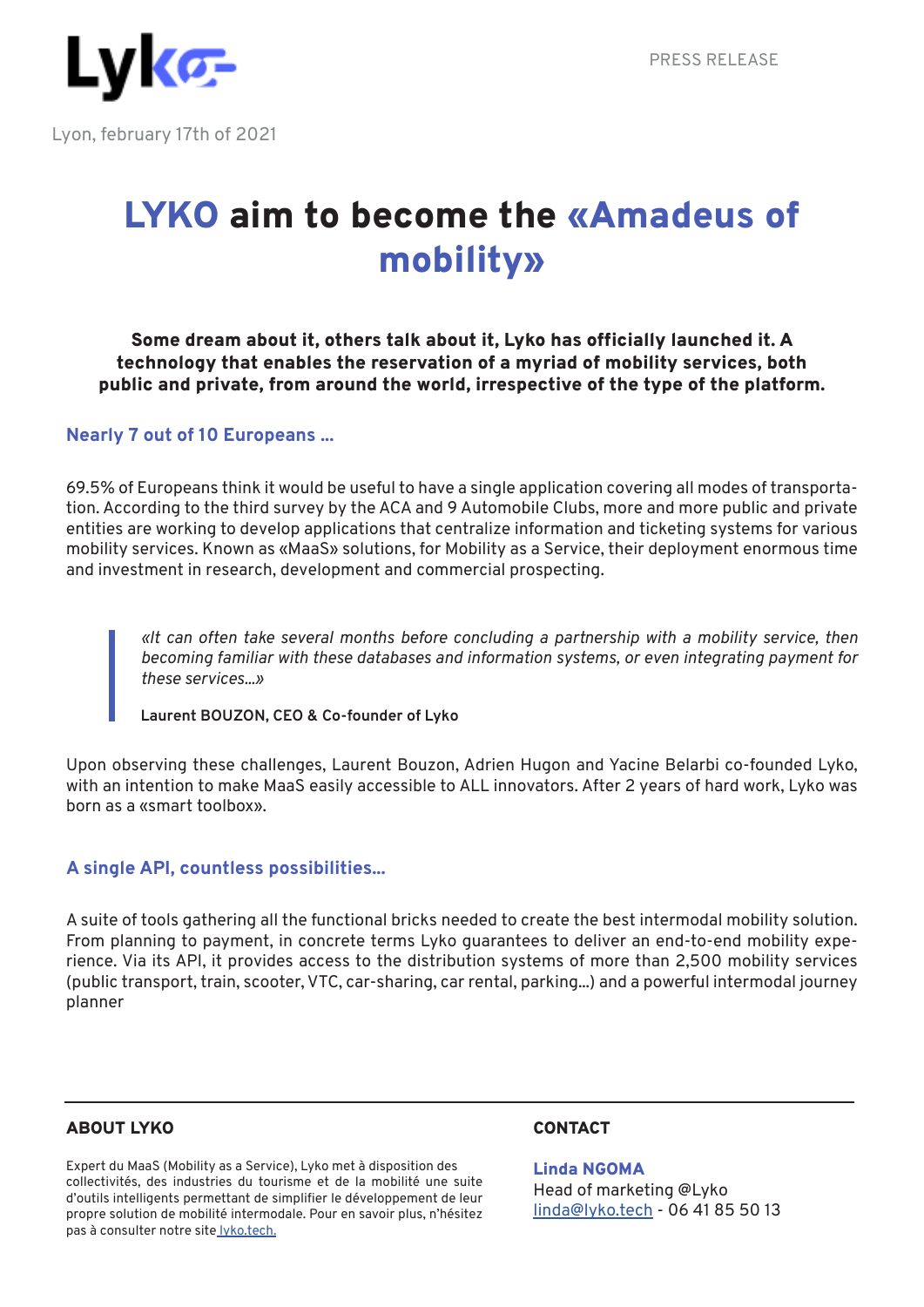Lyko

PRESS RELEASE

Lyon, february 17th of 2021

# LYKO aim to become the «Amadeus of mobility»

**Some dream about it, others talk about it, Lyko has officially launched it. A technology that enables the reservation of a myriad of mobility services, both public and private, from around the world, irrespective of the type of the platform.**

## Nearly 7 out of 10 Europeans ...

69.5% of Europeans think it would be useful to have a single application covering all modes of transportation. According to the third survey by the ACA and 9 Automobile Clubs, more and more public and private entities are working to develop applications that centralize information and ticketing systems for various mobility services. Known as «MaaS» solutions, for Mobility as a Service, their deployment enormous time and investment in research, development and commercial prospecting.

> *«It can often take several months before concluding a partnership with a mobility service, then becoming familiar with these databases and information systems, or even integrating payment for these services...»*
>
> **Laurent BOUZON, CEO & Co-founder of Lyko**

Upon observing these challenges, Laurent Bouzon, Adrien Hugon and Yacine Belarbi co-founded Lyko, with an intention to make MaaS easily accessible to ALL innovators. After 2 years of hard work, Lyko was born as a «smart toolbox».

## A single API, countless possibilities...

A suite of tools gathering all the functional bricks needed to create the best intermodal mobility solution. From planning to payment, in concrete terms Lyko guarantees to deliver an end-to-end mobility experience. Via its API, it provides access to the distribution systems of more than 2,500 mobility services (public transport, train, scooter, VTC, car-sharing, car rental, parking...) and a powerful intermodal journey planner

---

### ABOUT LYKO

Expert du MaaS (Mobility as a Service), Lyko met à disposition des collectivités, des industries du tourisme et de la mobilité une suite d'outils intelligents permettant de simplifier le développement de leur propre solution de mobilité intermodale. Pour en savoir plus, n'hésitez pas à consulter notre site [lyko.tech.](https://lyko.tech)

### CONTACT

**Linda NGOMA**
Head of marketing @Lyko
[linda@lyko.tech](mailto:linda@lyko.tech) - 06 41 85 50 13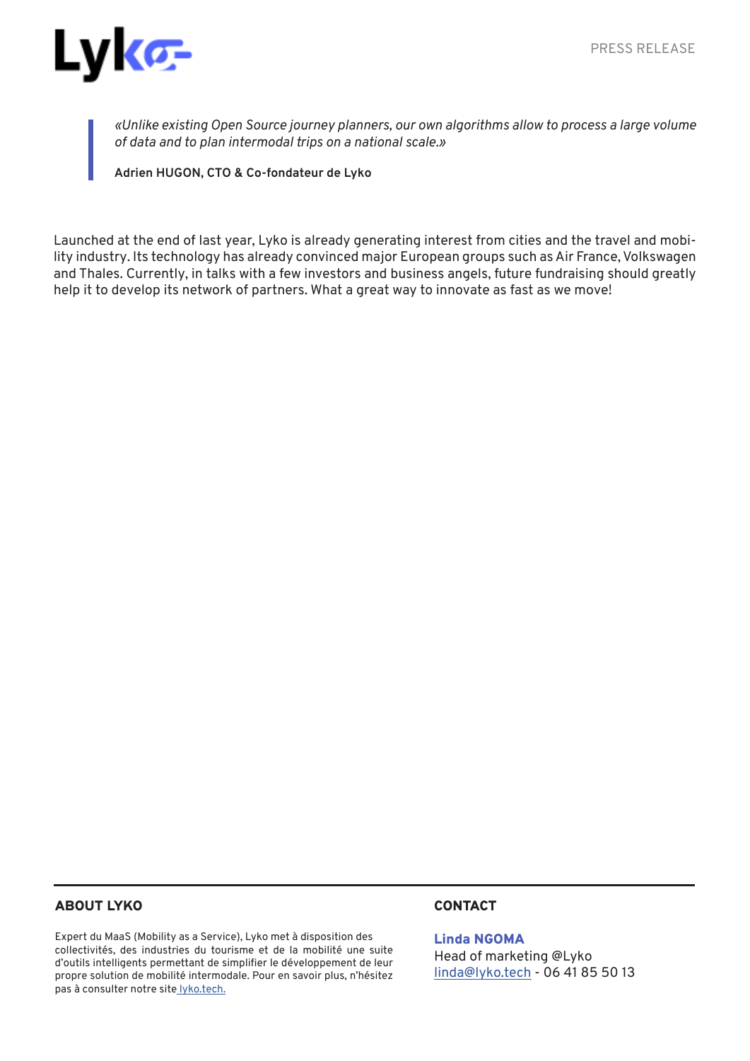> *«Unlike existing Open Source journey planners, our own algorithms allow to process a large volume of data and to plan intermodal trips on a national scale.»*
>
> **Adrien HUGON, CTO & Co-fondateur de Lyko**

Launched at the end of last year, Lyko is already generating interest from cities and the travel and mobility industry. Its technology has already convinced major European groups such as Air France, Volkswagen and Thales. Currently, in talks with a few investors and business angels, future fundraising should greatly help it to develop its network of partners. What a great way to innovate as fast as we move!

## ABOUT LYKO

Expert du MaaS (Mobility as a Service), Lyko met à disposition des collectivités, des industries du tourisme et de la mobilité une suite d'outils intelligents permettant de simplifier le développement de leur propre solution de mobilité intermodale. Pour en savoir plus, n'hésitez pas à consulter notre site [lyko.tech.](https://lyko.tech)

## CONTACT

**Linda NGOMA**
Head of marketing @Lyko
[linda@lyko.tech](mailto:linda@lyko.tech) - 06 41 85 50 13